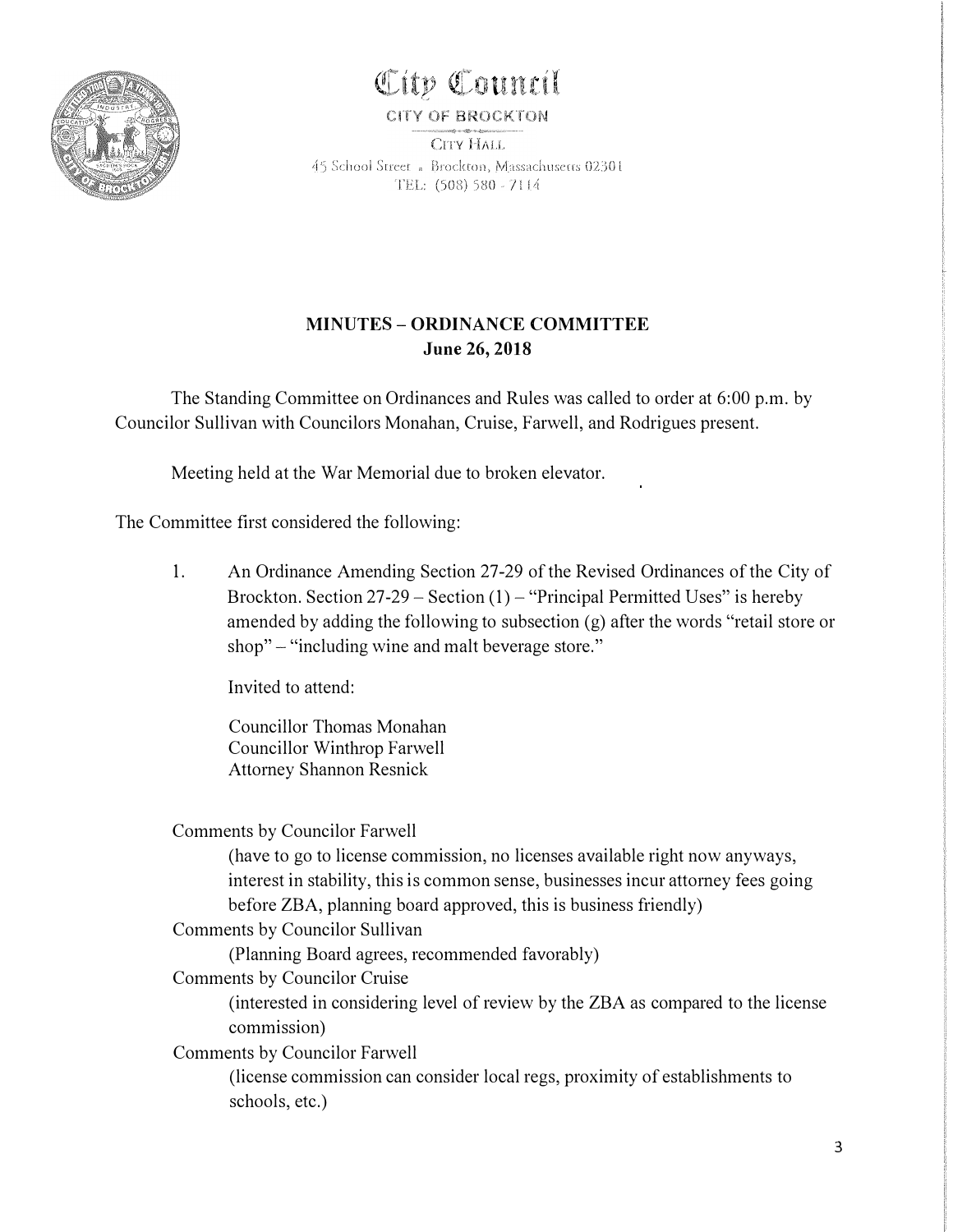# City Council

CITY OF BROCKTON

CITY HALL

45 School Street • Brockton, Massachusetts 02301

TEL: (508) 580 - 7114

## MINUTES – ORDINANCE COMMITTEE

**June 26, 2018**

The Standing Committee on Ordinances and Rules was called to order at 6:00 p.m. by Councilor Sullivan with Councilors Monahan, Cruise, Farwell, and Rodrigues present.

Meeting held at the War Memorial due to broken elevator.

The Committee first considered the following:

1. An Ordinance Amending Section 27-29 of the Revised Ordinances of the City of Brockton. Section 27-29 – Section (1) – "Principal Permitted Uses" is hereby amended by adding the following to subsection (g) after the words "retail store or shop" – "including wine and malt beverage store."

   Invited to attend:

   Councillor Thomas Monahan
   Councillor Winthrop Farwell
   Attorney Shannon Resnick

   Comments by Councilor Farwell
   (have to go to license commission, no licenses available right now anyways, interest in stability, this is common sense, businesses incur attorney fees going before ZBA, planning board approved, this is business friendly)

   Comments by Councilor Sullivan
   (Planning Board agrees, recommended favorably)

   Comments by Councilor Cruise
   (interested in considering level of review by the ZBA as compared to the license commission)

   Comments by Councilor Farwell
   (license commission can consider local regs, proximity of establishments to schools, etc.)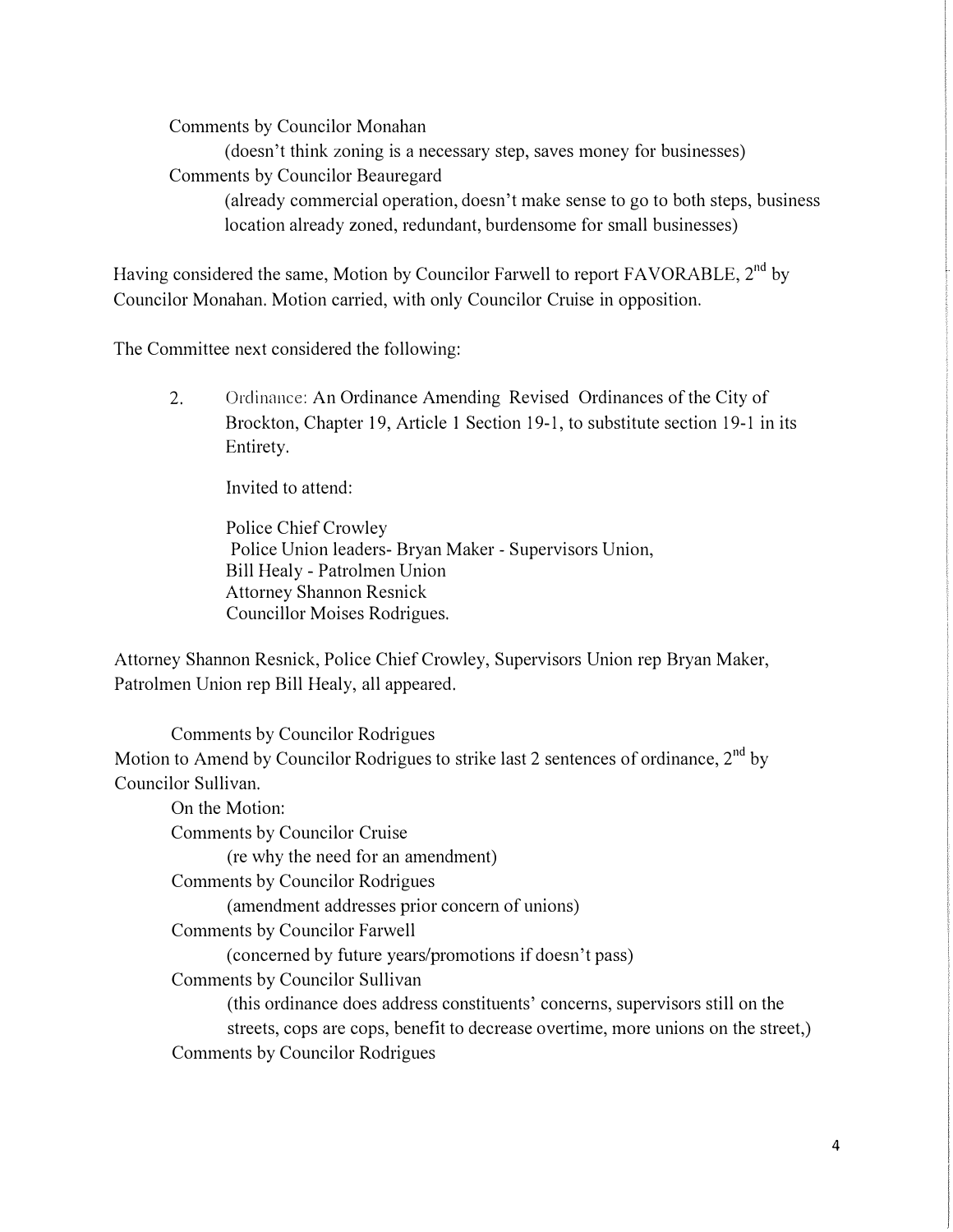Comments by Councilor Monahan

(doesn't think zoning is a necessary step, saves money for businesses)

Comments by Councilor Beauregard

(already commercial operation, doesn't make sense to go to both steps, business location already zoned, redundant, burdensome for small businesses)

Having considered the same, Motion by Councilor Farwell to report FAVORABLE, 2nd by Councilor Monahan. Motion carried, with only Councilor Cruise in opposition.

The Committee next considered the following:

2. Ordinance: An Ordinance Amending Revised Ordinances of the City of Brockton, Chapter 19, Article 1 Section 19-1, to substitute section 19-1 in its Entirety.

   Invited to attend:

   Police Chief Crowley
   Police Union leaders- Bryan Maker - Supervisors Union,
   Bill Healy - Patrolmen Union
   Attorney Shannon Resnick
   Councillor Moises Rodrigues.

Attorney Shannon Resnick, Police Chief Crowley, Supervisors Union rep Bryan Maker, Patrolmen Union rep Bill Healy, all appeared.

Comments by Councilor Rodrigues

Motion to Amend by Councilor Rodrigues to strike last 2 sentences of ordinance, 2nd by Councilor Sullivan.

On the Motion:

Comments by Councilor Cruise

(re why the need for an amendment)

Comments by Councilor Rodrigues

(amendment addresses prior concern of unions)

Comments by Councilor Farwell

(concerned by future years/promotions if doesn't pass)

Comments by Councilor Sullivan

(this ordinance does address constituents' concerns, supervisors still on the streets, cops are cops, benefit to decrease overtime, more unions on the street,)

Comments by Councilor Rodrigues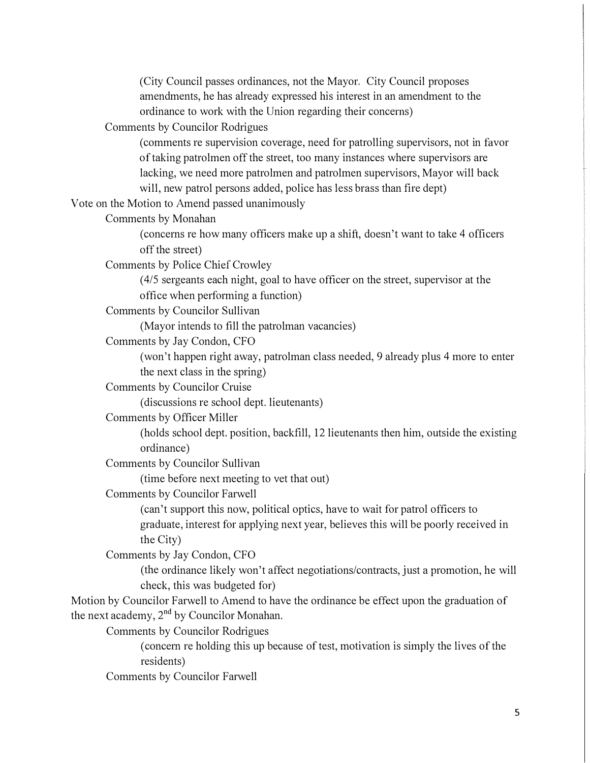(City Council passes ordinances, not the Mayor. City Council proposes amendments, he has already expressed his interest in an amendment to the ordinance to work with the Union regarding their concerns)

Comments by Councilor Rodrigues

(comments re supervision coverage, need for patrolling supervisors, not in favor of taking patrolmen off the street, too many instances where supervisors are lacking, we need more patrolmen and patrolmen supervisors, Mayor will back will, new patrol persons added, police has less brass than fire dept)

Vote on the Motion to Amend passed unanimously

Comments by Monahan

(concerns re how many officers make up a shift, doesn't want to take 4 officers off the street)

Comments by Police Chief Crowley

(4/5 sergeants each night, goal to have officer on the street, supervisor at the office when performing a function)

Comments by Councilor Sullivan

(Mayor intends to fill the patrolman vacancies)

Comments by Jay Condon, CFO

(won't happen right away, patrolman class needed, 9 already plus 4 more to enter the next class in the spring)

Comments by Councilor Cruise

(discussions re school dept. lieutenants)

Comments by Officer Miller

(holds school dept. position, backfill, 12 lieutenants then him, outside the existing ordinance)

Comments by Councilor Sullivan

(time before next meeting to vet that out)

Comments by Councilor Farwell

(can't support this now, political optics, have to wait for patrol officers to graduate, interest for applying next year, believes this will be poorly received in the City)

Comments by Jay Condon, CFO

(the ordinance likely won't affect negotiations/contracts, just a promotion, he will check, this was budgeted for)

Motion by Councilor Farwell to Amend to have the ordinance be effect upon the graduation of the next academy, 2nd by Councilor Monahan.

Comments by Councilor Rodrigues

(concern re holding this up because of test, motivation is simply the lives of the residents)

Comments by Councilor Farwell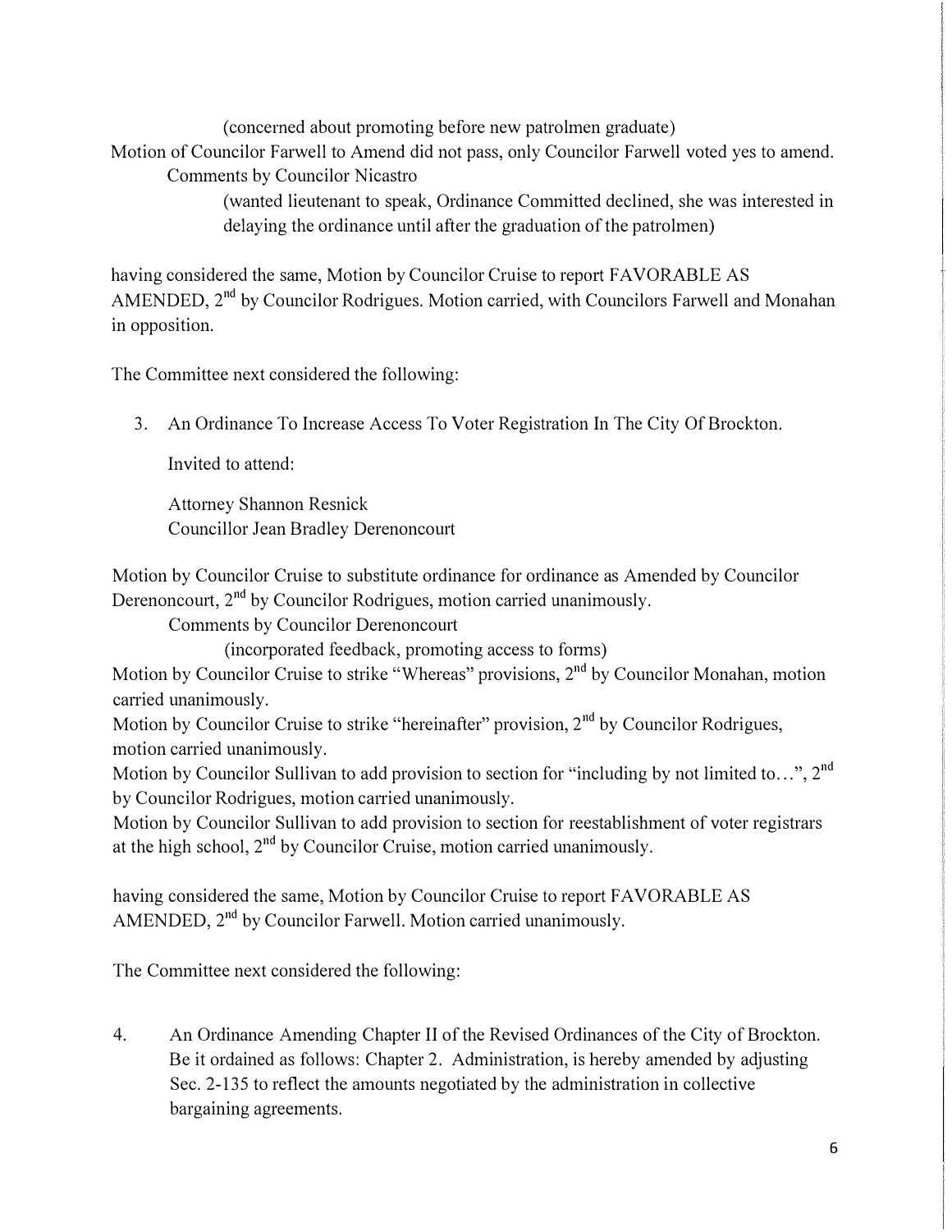(concerned about promoting before new patrolmen graduate)

Motion of Councilor Farwell to Amend did not pass, only Councilor Farwell voted yes to amend.

Comments by Councilor Nicastro

(wanted lieutenant to speak, Ordinance Committed declined, she was interested in delaying the ordinance until after the graduation of the patrolmen)

having considered the same, Motion by Councilor Cruise to report FAVORABLE AS AMENDED, 2nd by Councilor Rodrigues. Motion carried, with Councilors Farwell and Monahan in opposition.

The Committee next considered the following:

3. An Ordinance To Increase Access To Voter Registration In The City Of Brockton.

   Invited to attend:

   Attorney Shannon Resnick
   Councillor Jean Bradley Derenoncourt

Motion by Councilor Cruise to substitute ordinance for ordinance as Amended by Councilor Derenoncourt, 2nd by Councilor Rodrigues, motion carried unanimously.

Comments by Councilor Derenoncourt

(incorporated feedback, promoting access to forms)

Motion by Councilor Cruise to strike "Whereas" provisions, 2nd by Councilor Monahan, motion carried unanimously.

Motion by Councilor Cruise to strike "hereinafter" provision, 2nd by Councilor Rodrigues, motion carried unanimously.

Motion by Councilor Sullivan to add provision to section for "including by not limited to…", 2nd by Councilor Rodrigues, motion carried unanimously.

Motion by Councilor Sullivan to add provision to section for reestablishment of voter registrars at the high school, 2nd by Councilor Cruise, motion carried unanimously.

having considered the same, Motion by Councilor Cruise to report FAVORABLE AS AMENDED, 2nd by Councilor Farwell. Motion carried unanimously.

The Committee next considered the following:

4. An Ordinance Amending Chapter II of the Revised Ordinances of the City of Brockton. Be it ordained as follows: Chapter 2. Administration, is hereby amended by adjusting Sec. 2-135 to reflect the amounts negotiated by the administration in collective bargaining agreements.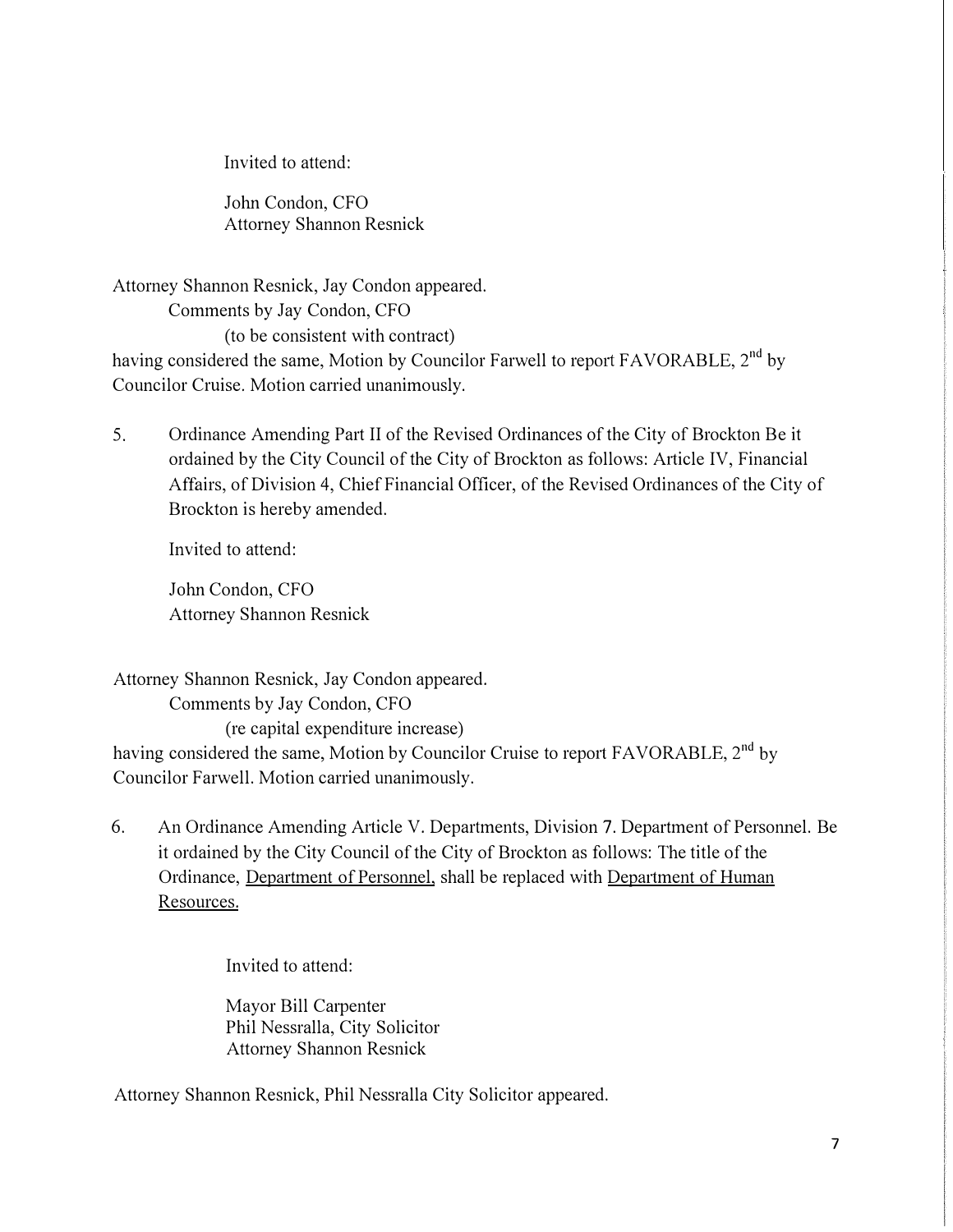Invited to attend:

John Condon, CFO
Attorney Shannon Resnick

Attorney Shannon Resnick, Jay Condon appeared.

Comments by Jay Condon, CFO

(to be consistent with contract)

having considered the same, Motion by Councilor Farwell to report FAVORABLE, 2nd by Councilor Cruise. Motion carried unanimously.

5. Ordinance Amending Part II of the Revised Ordinances of the City of Brockton Be it ordained by the City Council of the City of Brockton as follows: Article IV, Financial Affairs, of Division 4, Chief Financial Officer, of the Revised Ordinances of the City of Brockton is hereby amended.

   Invited to attend:

   John Condon, CFO
   Attorney Shannon Resnick

Attorney Shannon Resnick, Jay Condon appeared.

Comments by Jay Condon, CFO

(re capital expenditure increase)

having considered the same, Motion by Councilor Cruise to report FAVORABLE, 2nd by Councilor Farwell. Motion carried unanimously.

6. An Ordinance Amending Article V. Departments, Division 7. Department of Personnel. Be it ordained by the City Council of the City of Brockton as follows: The title of the Ordinance, Department of Personnel, shall be replaced with Department of Human Resources.

   Invited to attend:

   Mayor Bill Carpenter
   Phil Nessralla, City Solicitor
   Attorney Shannon Resnick

Attorney Shannon Resnick, Phil Nessralla City Solicitor appeared.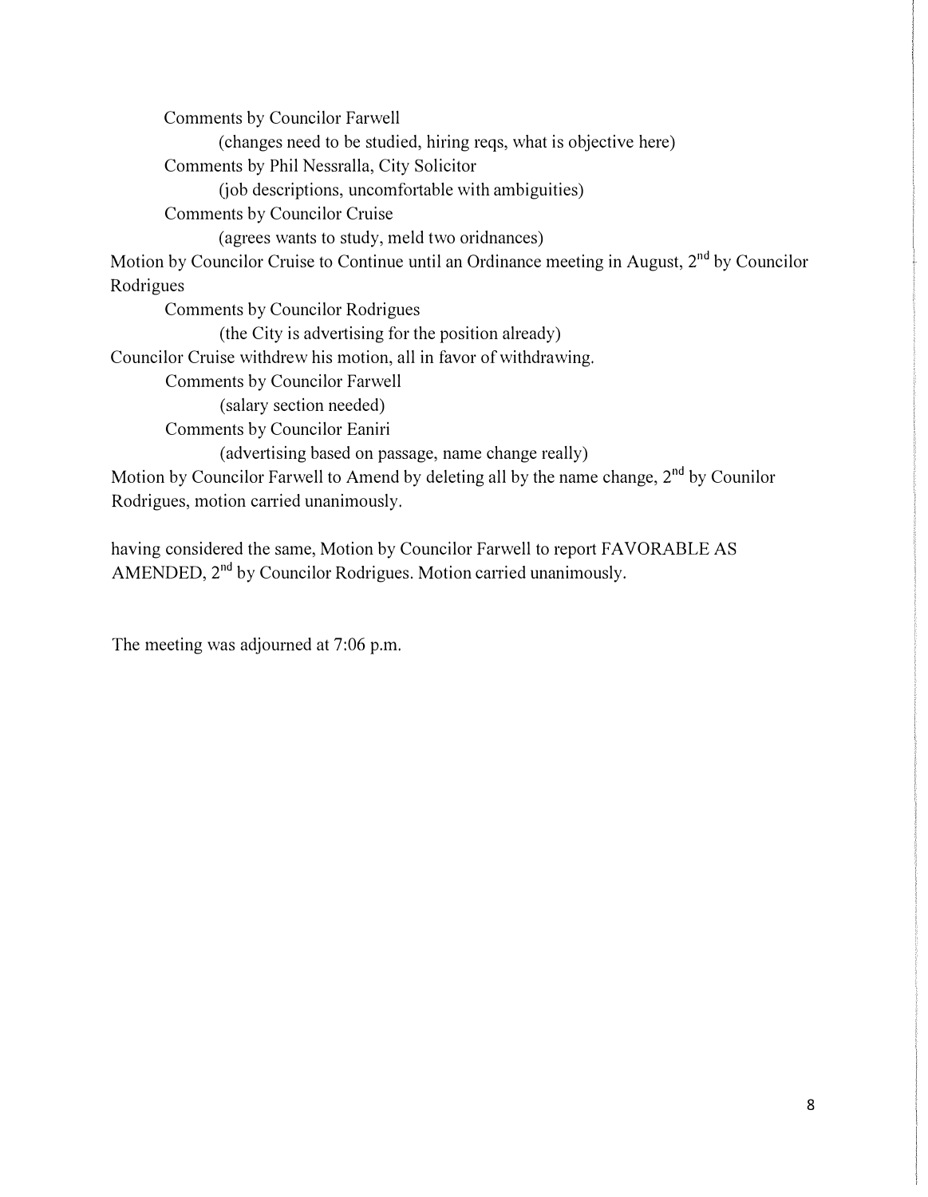Comments by Councilor Farwell

(changes need to be studied, hiring reqs, what is objective here)

Comments by Phil Nessralla, City Solicitor

(job descriptions, uncomfortable with ambiguities)

Comments by Councilor Cruise

(agrees wants to study, meld two oridnances)

Motion by Councilor Cruise to Continue until an Ordinance meeting in August, 2nd by Councilor Rodrigues

Comments by Councilor Rodrigues

(the City is advertising for the position already)

Councilor Cruise withdrew his motion, all in favor of withdrawing.

Comments by Councilor Farwell

(salary section needed)

Comments by Councilor Eaniri

(advertising based on passage, name change really)

Motion by Councilor Farwell to Amend by deleting all by the name change, 2nd by Counilor Rodrigues, motion carried unanimously.

having considered the same, Motion by Councilor Farwell to report FAVORABLE AS AMENDED, 2nd by Councilor Rodrigues. Motion carried unanimously.

The meeting was adjourned at 7:06 p.m.